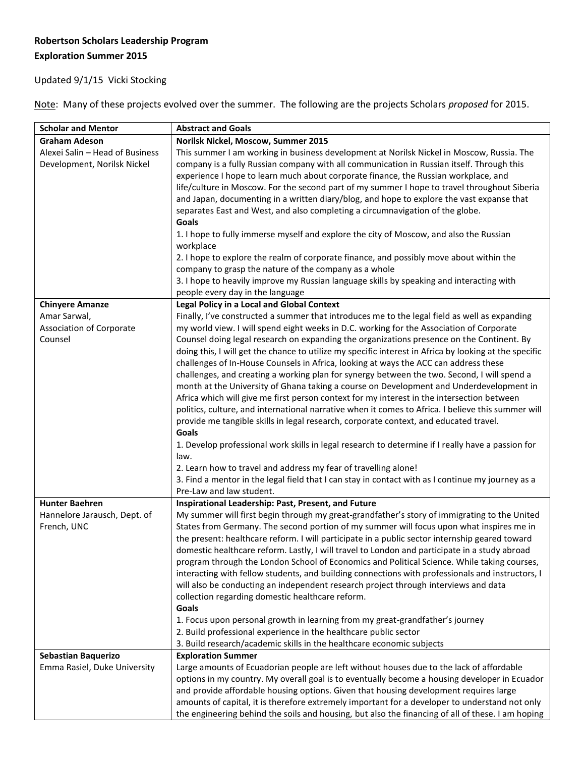**Robertson Scholars Leadership Program**

**Exploration Summer 2015**

Updated 9/1/15 Vicki Stocking

Note: Many of these projects evolved over the summer. The following are the projects Scholars *proposed* for 2015.

| Scholar and Mentor | Abstract and Goals |
|---|---|
| **Graham Adeson**<br>Alexei Salin – Head of Business Development, Norilsk Nickel | **Norilsk Nickel, Moscow, Summer 2015**<br>This summer I am working in business development at Norilsk Nickel in Moscow, Russia. The company is a fully Russian company with all communication in Russian itself. Through this experience I hope to learn much about corporate finance, the Russian workplace, and life/culture in Moscow. For the second part of my summer I hope to travel throughout Siberia and Japan, documenting in a written diary/blog, and hope to explore the vast expanse that separates East and West, and also completing a circumnavigation of the globe.<br>**Goals**<br>1. I hope to fully immerse myself and explore the city of Moscow, and also the Russian workplace<br>2. I hope to explore the realm of corporate finance, and possibly move about within the company to grasp the nature of the company as a whole<br>3. I hope to heavily improve my Russian language skills by speaking and interacting with people every day in the language |
| **Chinyere Amanze**<br>Amar Sarwal, Association of Corporate Counsel | **Legal Policy in a Local and Global Context**<br>Finally, I've constructed a summer that introduces me to the legal field as well as expanding my world view. I will spend eight weeks in D.C. working for the Association of Corporate Counsel doing legal research on expanding the organizations presence on the Continent. By doing this, I will get the chance to utilize my specific interest in Africa by looking at the specific challenges of In-House Counsels in Africa, looking at ways the ACC can address these challenges, and creating a working plan for synergy between the two. Second, I will spend a month at the University of Ghana taking a course on Development and Underdevelopment in Africa which will give me first person context for my interest in the intersection between politics, culture, and international narrative when it comes to Africa. I believe this summer will provide me tangible skills in legal research, corporate context, and educated travel.<br>**Goals**<br>1. Develop professional work skills in legal research to determine if I really have a passion for law.<br>2. Learn how to travel and address my fear of travelling alone!<br>3. Find a mentor in the legal field that I can stay in contact with as I continue my journey as a Pre-Law and law student. |
| **Hunter Baehren**<br>Hannelore Jarausch, Dept. of French, UNC | **Inspirational Leadership: Past, Present, and Future**<br>My summer will first begin through my great-grandfather's story of immigrating to the United States from Germany. The second portion of my summer will focus upon what inspires me in the present: healthcare reform. I will participate in a public sector internship geared toward domestic healthcare reform. Lastly, I will travel to London and participate in a study abroad program through the London School of Economics and Political Science. While taking courses, interacting with fellow students, and building connections with professionals and instructors, I will also be conducting an independent research project through interviews and data collection regarding domestic healthcare reform.<br>**Goals**<br>1. Focus upon personal growth in learning from my great-grandfather's journey<br>2. Build professional experience in the healthcare public sector<br>3. Build research/academic skills in the healthcare economic subjects |
| **Sebastian Baquerizo**<br>Emma Rasiel, Duke University | **Exploration Summer**<br>Large amounts of Ecuadorian people are left without houses due to the lack of affordable options in my country. My overall goal is to eventually become a housing developer in Ecuador and provide affordable housing options. Given that housing development requires large amounts of capital, it is therefore extremely important for a developer to understand not only the engineering behind the soils and housing, but also the financing of all of these. I am hoping |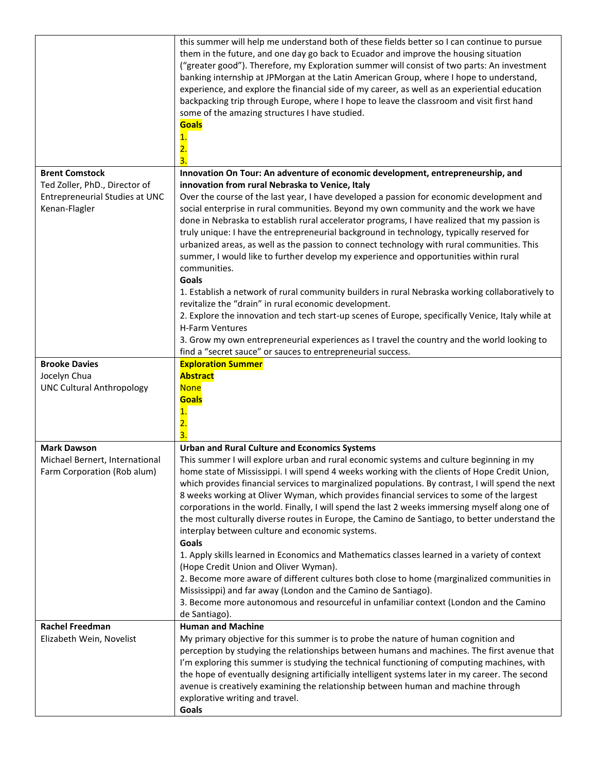| | |
|---|---|
| | this summer will help me understand both of these fields better so I can continue to pursue them in the future, and one day go back to Ecuador and improve the housing situation ("greater good"). Therefore, my Exploration summer will consist of two parts: An investment banking internship at JPMorgan at the Latin American Group, where I hope to understand, experience, and explore the financial side of my career, as well as an experiential education backpacking trip through Europe, where I hope to leave the classroom and visit first hand some of the amazing structures I have studied.<br>**Goals**<br>1.<br>2.<br>3. |
| **Brent Comstock**<br>Ted Zoller, PhD., Director of Entrepreneurial Studies at UNC Kenan-Flagler | **Innovation On Tour: An adventure of economic development, entrepreneurship, and innovation from rural Nebraska to Venice, Italy**<br>Over the course of the last year, I have developed a passion for economic development and social enterprise in rural communities. Beyond my own community and the work we have done in Nebraska to establish rural accelerator programs, I have realized that my passion is truly unique: I have the entrepreneurial background in technology, typically reserved for urbanized areas, as well as the passion to connect technology with rural communities. This summer, I would like to further develop my experience and opportunities within rural communities.<br>**Goals**<br>1. Establish a network of rural community builders in rural Nebraska working collaboratively to revitalize the "drain" in rural economic development.<br>2. Explore the innovation and tech start-up scenes of Europe, specifically Venice, Italy while at H-Farm Ventures<br>3. Grow my own entrepreneurial experiences as I travel the country and the world looking to find a "secret sauce" or sauces to entrepreneurial success. |
| **Brooke Davies**<br>Jocelyn Chua<br>UNC Cultural Anthropology | **Exploration Summer**<br>**Abstract**<br>None<br>**Goals**<br>1.<br>2.<br>3. |
| **Mark Dawson**<br>Michael Bernert, International Farm Corporation (Rob alum) | **Urban and Rural Culture and Economics Systems**<br>This summer I will explore urban and rural economic systems and culture beginning in my home state of Mississippi. I will spend 4 weeks working with the clients of Hope Credit Union, which provides financial services to marginalized populations. By contrast, I will spend the next 8 weeks working at Oliver Wyman, which provides financial services to some of the largest corporations in the world. Finally, I will spend the last 2 weeks immersing myself along one of the most culturally diverse routes in Europe, the Camino de Santiago, to better understand the interplay between culture and economic systems.<br>**Goals**<br>1. Apply skills learned in Economics and Mathematics classes learned in a variety of context (Hope Credit Union and Oliver Wyman).<br>2. Become more aware of different cultures both close to home (marginalized communities in Mississippi) and far away (London and the Camino de Santiago).<br>3. Become more autonomous and resourceful in unfamiliar context (London and the Camino de Santiago). |
| **Rachel Freedman**<br>Elizabeth Wein, Novelist | **Human and Machine**<br>My primary objective for this summer is to probe the nature of human cognition and perception by studying the relationships between humans and machines. The first avenue that I'm exploring this summer is studying the technical functioning of computing machines, with the hope of eventually designing artificially intelligent systems later in my career. The second avenue is creatively examining the relationship between human and machine through explorative writing and travel.<br>**Goals** |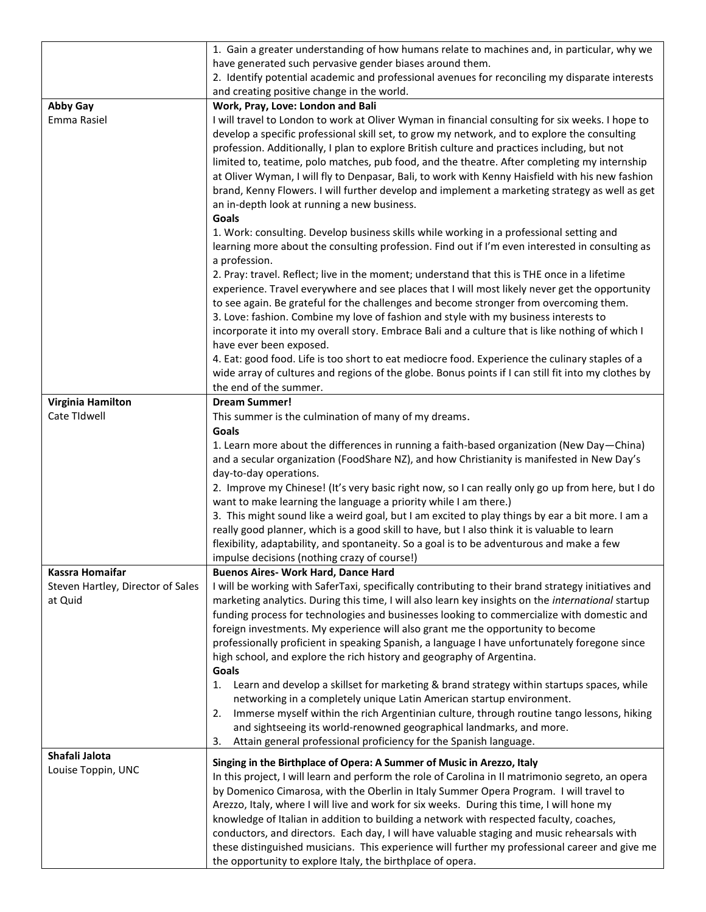| | |
|---|---|
| | 1. Gain a greater understanding of how humans relate to machines and, in particular, why we have generated such pervasive gender biases around them.<br>2. Identify potential academic and professional avenues for reconciling my disparate interests and creating positive change in the world. |
| **Abby Gay**<br>Emma Rasiel | **Work, Pray, Love: London and Bali**<br>I will travel to London to work at Oliver Wyman in financial consulting for six weeks. I hope to develop a specific professional skill set, to grow my network, and to explore the consulting profession. Additionally, I plan to explore British culture and practices including, but not limited to, teatime, polo matches, pub food, and the theatre. After completing my internship at Oliver Wyman, I will fly to Denpasar, Bali, to work with Kenny Haisfield with his new fashion brand, Kenny Flowers. I will further develop and implement a marketing strategy as well as get an in-depth look at running a new business.<br>**Goals**<br>1. Work: consulting. Develop business skills while working in a professional setting and learning more about the consulting profession. Find out if I'm even interested in consulting as a profession.<br>2. Pray: travel. Reflect; live in the moment; understand that this is THE once in a lifetime experience. Travel everywhere and see places that I will most likely never get the opportunity to see again. Be grateful for the challenges and become stronger from overcoming them.<br>3. Love: fashion. Combine my love of fashion and style with my business interests to incorporate it into my overall story. Embrace Bali and a culture that is like nothing of which I have ever been exposed.<br>4. Eat: good food. Life is too short to eat mediocre food. Experience the culinary staples of a wide array of cultures and regions of the globe. Bonus points if I can still fit into my clothes by the end of the summer. |
| **Virginia Hamilton**<br>Cate TIdwell | **Dream Summer!**<br>This summer is the culmination of many of my dreams.<br>**Goals**<br>1. Learn more about the differences in running a faith-based organization (New Day—China) and a secular organization (FoodShare NZ), and how Christianity is manifested in New Day's day-to-day operations.<br>2. Improve my Chinese! (It's very basic right now, so I can really only go up from here, but I do want to make learning the language a priority while I am there.)<br>3. This might sound like a weird goal, but I am excited to play things by ear a bit more. I am a really good planner, which is a good skill to have, but I also think it is valuable to learn flexibility, adaptability, and spontaneity. So a goal is to be adventurous and make a few impulse decisions (nothing crazy of course!) |
| **Kassra Homaifar**<br>Steven Hartley, Director of Sales at Quid | **Buenos Aires- Work Hard, Dance Hard**<br>I will be working with SaferTaxi, specifically contributing to their brand strategy initiatives and marketing analytics. During this time, I will also learn key insights on the *international* startup funding process for technologies and businesses looking to commercialize with domestic and foreign investments. My experience will also grant me the opportunity to become professionally proficient in speaking Spanish, a language I have unfortunately foregone since high school, and explore the rich history and geography of Argentina.<br>**Goals**<br>1. Learn and develop a skillset for marketing & brand strategy within startups spaces, while networking in a completely unique Latin American startup environment.<br>2. Immerse myself within the rich Argentinian culture, through routine tango lessons, hiking and sightseeing its world-renowned geographical landmarks, and more.<br>3. Attain general professional proficiency for the Spanish language. |
| **Shafali Jalota**<br>Louise Toppin, UNC | **Singing in the Birthplace of Opera: A Summer of Music in Arezzo, Italy**<br>In this project, I will learn and perform the role of Carolina in Il matrimonio segreto, an opera by Domenico Cimarosa, with the Oberlin in Italy Summer Opera Program. I will travel to Arezzo, Italy, where I will live and work for six weeks. During this time, I will hone my knowledge of Italian in addition to building a network with respected faculty, coaches, conductors, and directors. Each day, I will have valuable staging and music rehearsals with these distinguished musicians. This experience will further my professional career and give me the opportunity to explore Italy, the birthplace of opera. |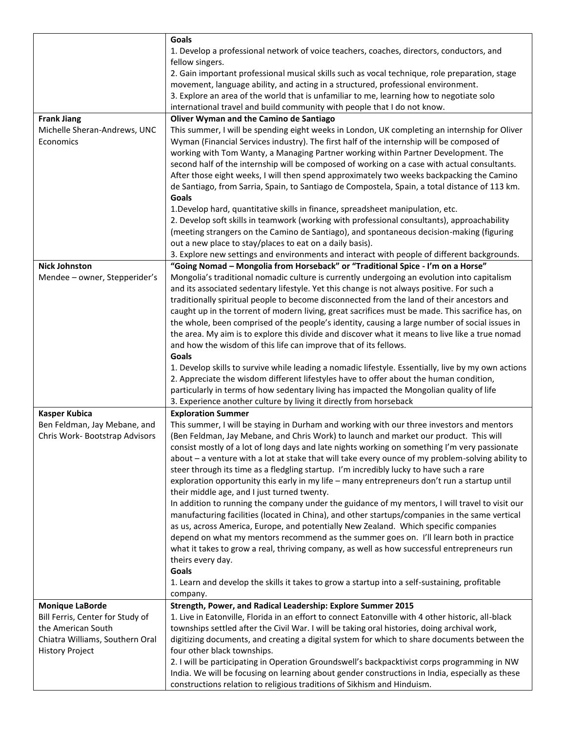| | |
|---|---|
| | **Goals**<br>1. Develop a professional network of voice teachers, coaches, directors, conductors, and fellow singers.<br>2. Gain important professional musical skills such as vocal technique, role preparation, stage movement, language ability, and acting in a structured, professional environment.<br>3. Explore an area of the world that is unfamiliar to me, learning how to negotiate solo international travel and build community with people that I do not know. |
| **Frank Jiang**<br>Michelle Sheran-Andrews, UNC Economics | **Oliver Wyman and the Camino de Santiago**<br>This summer, I will be spending eight weeks in London, UK completing an internship for Oliver Wyman (Financial Services industry). The first half of the internship will be composed of working with Tom Wanty, a Managing Partner working within Partner Development. The second half of the internship will be composed of working on a case with actual consultants. After those eight weeks, I will then spend approximately two weeks backpacking the Camino de Santiago, from Sarria, Spain, to Santiago de Compostela, Spain, a total distance of 113 km.<br>**Goals**<br>1.Develop hard, quantitative skills in finance, spreadsheet manipulation, etc.<br>2. Develop soft skills in teamwork (working with professional consultants), approachability (meeting strangers on the Camino de Santiago), and spontaneous decision-making (figuring out a new place to stay/places to eat on a daily basis).<br>3. Explore new settings and environments and interact with people of different backgrounds. |
| **Nick Johnston**<br>Mendee – owner, Stepperider's | **"Going Nomad – Mongolia from Horseback" or "Traditional Spice - I'm on a Horse"**<br>Mongolia's traditional nomadic culture is currently undergoing an evolution into capitalism and its associated sedentary lifestyle. Yet this change is not always positive. For such a traditionally spiritual people to become disconnected from the land of their ancestors and caught up in the torrent of modern living, great sacrifices must be made. This sacrifice has, on the whole, been comprised of the people's identity, causing a large number of social issues in the area. My aim is to explore this divide and discover what it means to live like a true nomad and how the wisdom of this life can improve that of its fellows.<br>**Goals**<br>1. Develop skills to survive while leading a nomadic lifestyle. Essentially, live by my own actions<br>2. Appreciate the wisdom different lifestyles have to offer about the human condition, particularly in terms of how sedentary living has impacted the Mongolian quality of life<br>3. Experience another culture by living it directly from horseback |
| **Kasper Kubica**<br>Ben Feldman, Jay Mebane, and Chris Work- Bootstrap Advisors | **Exploration Summer**<br>This summer, I will be staying in Durham and working with our three investors and mentors (Ben Feldman, Jay Mebane, and Chris Work) to launch and market our product. This will consist mostly of a lot of long days and late nights working on something I'm very passionate about – a venture with a lot at stake that will take every ounce of my problem-solving ability to steer through its time as a fledgling startup. I'm incredibly lucky to have such a rare exploration opportunity this early in my life – many entrepreneurs don't run a startup until their middle age, and I just turned twenty.<br>In addition to running the company under the guidance of my mentors, I will travel to visit our manufacturing facilities (located in China), and other startups/companies in the same vertical as us, across America, Europe, and potentially New Zealand. Which specific companies depend on what my mentors recommend as the summer goes on. I'll learn both in practice what it takes to grow a real, thriving company, as well as how successful entrepreneurs run theirs every day.<br>**Goals**<br>1. Learn and develop the skills it takes to grow a startup into a self-sustaining, profitable company. |
| **Monique LaBorde**<br>Bill Ferris, Center for Study of the American South<br>Chiatra Williams, Southern Oral History Project | **Strength, Power, and Radical Leadership: Explore Summer 2015**<br>1. Live in Eatonville, Florida in an effort to connect Eatonville with 4 other historic, all-black townships settled after the Civil War. I will be taking oral histories, doing archival work, digitizing documents, and creating a digital system for which to share documents between the four other black townships.<br>2. I will be participating in Operation Groundswell's backpacktivist corps programming in NW India. We will be focusing on learning about gender constructions in India, especially as these constructions relation to religious traditions of Sikhism and Hinduism. |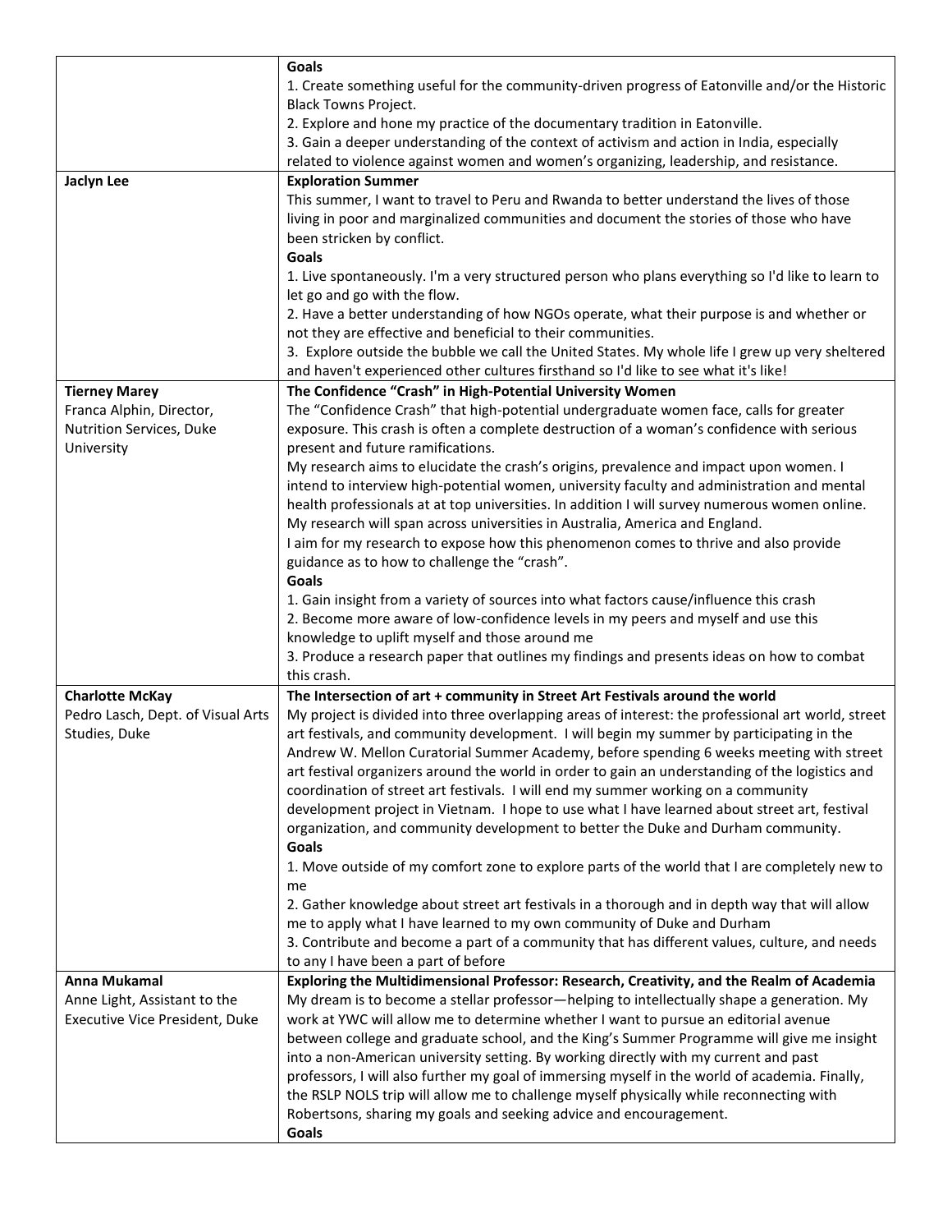| | |
|---|---|
| | **Goals**<br>1. Create something useful for the community-driven progress of Eatonville and/or the Historic Black Towns Project.<br>2. Explore and hone my practice of the documentary tradition in Eatonville.<br>3. Gain a deeper understanding of the context of activism and action in India, especially related to violence against women and women's organizing, leadership, and resistance. |
| **Jaclyn Lee** | **Exploration Summer**<br>This summer, I want to travel to Peru and Rwanda to better understand the lives of those living in poor and marginalized communities and document the stories of those who have been stricken by conflict.<br>**Goals**<br>1. Live spontaneously. I'm a very structured person who plans everything so I'd like to learn to let go and go with the flow.<br>2. Have a better understanding of how NGOs operate, what their purpose is and whether or not they are effective and beneficial to their communities.<br>3. Explore outside the bubble we call the United States. My whole life I grew up very sheltered and haven't experienced other cultures firsthand so I'd like to see what it's like! |
| **Tierney Marey**<br>Franca Alphin, Director, Nutrition Services, Duke University | **The Confidence "Crash" in High-Potential University Women**<br>The "Confidence Crash" that high-potential undergraduate women face, calls for greater exposure. This crash is often a complete destruction of a woman's confidence with serious present and future ramifications.<br>My research aims to elucidate the crash's origins, prevalence and impact upon women. I intend to interview high-potential women, university faculty and administration and mental health professionals at at top universities. In addition I will survey numerous women online. My research will span across universities in Australia, America and England.<br>I aim for my research to expose how this phenomenon comes to thrive and also provide guidance as to how to challenge the "crash".<br>**Goals**<br>1. Gain insight from a variety of sources into what factors cause/influence this crash<br>2. Become more aware of low-confidence levels in my peers and myself and use this knowledge to uplift myself and those around me<br>3. Produce a research paper that outlines my findings and presents ideas on how to combat this crash. |
| **Charlotte McKay**<br>Pedro Lasch, Dept. of Visual Arts Studies, Duke | **The Intersection of art + community in Street Art Festivals around the world**<br>My project is divided into three overlapping areas of interest: the professional art world, street art festivals, and community development. I will begin my summer by participating in the Andrew W. Mellon Curatorial Summer Academy, before spending 6 weeks meeting with street art festival organizers around the world in order to gain an understanding of the logistics and coordination of street art festivals. I will end my summer working on a community development project in Vietnam. I hope to use what I have learned about street art, festival organization, and community development to better the Duke and Durham community.<br>**Goals**<br>1. Move outside of my comfort zone to explore parts of the world that I are completely new to me<br>2. Gather knowledge about street art festivals in a thorough and in depth way that will allow me to apply what I have learned to my own community of Duke and Durham<br>3. Contribute and become a part of a community that has different values, culture, and needs to any I have been a part of before |
| **Anna Mukamal**<br>Anne Light, Assistant to the Executive Vice President, Duke | **Exploring the Multidimensional Professor: Research, Creativity, and the Realm of Academia**<br>My dream is to become a stellar professor—helping to intellectually shape a generation. My work at YWC will allow me to determine whether I want to pursue an editorial avenue between college and graduate school, and the King's Summer Programme will give me insight into a non-American university setting. By working directly with my current and past professors, I will also further my goal of immersing myself in the world of academia. Finally, the RSLP NOLS trip will allow me to challenge myself physically while reconnecting with Robertsons, sharing my goals and seeking advice and encouragement.<br>**Goals** |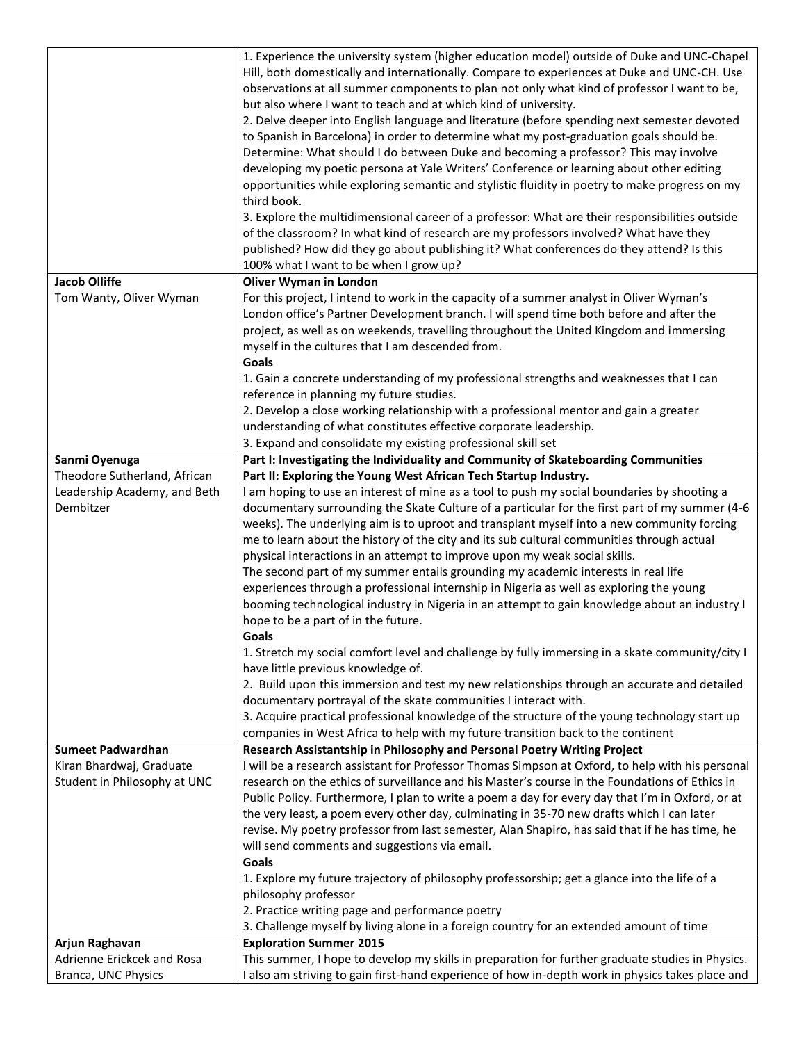| | |
|---|---|
| | 1. Experience the university system (higher education model) outside of Duke and UNC-Chapel Hill, both domestically and internationally. Compare to experiences at Duke and UNC-CH. Use observations at all summer components to plan not only what kind of professor I want to be, but also where I want to teach and at which kind of university.<br>2. Delve deeper into English language and literature (before spending next semester devoted to Spanish in Barcelona) in order to determine what my post-graduation goals should be. Determine: What should I do between Duke and becoming a professor? This may involve developing my poetic persona at Yale Writers' Conference or learning about other editing opportunities while exploring semantic and stylistic fluidity in poetry to make progress on my third book.<br>3. Explore the multidimensional career of a professor: What are their responsibilities outside of the classroom? In what kind of research are my professors involved? What have they published? How did they go about publishing it? What conferences do they attend? Is this 100% what I want to be when I grow up? |
| **Jacob Olliffe**<br>Tom Wanty, Oliver Wyman | **Oliver Wyman in London**<br>For this project, I intend to work in the capacity of a summer analyst in Oliver Wyman's London office's Partner Development branch. I will spend time both before and after the project, as well as on weekends, travelling throughout the United Kingdom and immersing myself in the cultures that I am descended from.<br>**Goals**<br>1. Gain a concrete understanding of my professional strengths and weaknesses that I can reference in planning my future studies.<br>2. Develop a close working relationship with a professional mentor and gain a greater understanding of what constitutes effective corporate leadership.<br>3. Expand and consolidate my existing professional skill set |
| **Sanmi Oyenuga**<br>Theodore Sutherland, African Leadership Academy, and Beth Dembitzer | **Part I: Investigating the Individuality and Community of Skateboarding Communities**<br>**Part II: Exploring the Young West African Tech Startup Industry.**<br>I am hoping to use an interest of mine as a tool to push my social boundaries by shooting a documentary surrounding the Skate Culture of a particular for the first part of my summer (4-6 weeks). The underlying aim is to uproot and transplant myself into a new community forcing me to learn about the history of the city and its sub cultural communities through actual physical interactions in an attempt to improve upon my weak social skills.<br>The second part of my summer entails grounding my academic interests in real life experiences through a professional internship in Nigeria as well as exploring the young booming technological industry in Nigeria in an attempt to gain knowledge about an industry I hope to be a part of in the future.<br>**Goals**<br>1. Stretch my social comfort level and challenge by fully immersing in a skate community/city I have little previous knowledge of.<br>2. Build upon this immersion and test my new relationships through an accurate and detailed documentary portrayal of the skate communities I interact with.<br>3. Acquire practical professional knowledge of the structure of the young technology start up companies in West Africa to help with my future transition back to the continent |
| **Sumeet Padwardhan**<br>Kiran Bhardwaj, Graduate Student in Philosophy at UNC | **Research Assistantship in Philosophy and Personal Poetry Writing Project**<br>I will be a research assistant for Professor Thomas Simpson at Oxford, to help with his personal research on the ethics of surveillance and his Master's course in the Foundations of Ethics in Public Policy. Furthermore, I plan to write a poem a day for every day that I'm in Oxford, or at the very least, a poem every other day, culminating in 35-70 new drafts which I can later revise. My poetry professor from last semester, Alan Shapiro, has said that if he has time, he will send comments and suggestions via email.<br>**Goals**<br>1. Explore my future trajectory of philosophy professorship; get a glance into the life of a philosophy professor<br>2. Practice writing page and performance poetry<br>3. Challenge myself by living alone in a foreign country for an extended amount of time |
| **Arjun Raghavan**<br>Adrienne Erickcek and Rosa Branca, UNC Physics | **Exploration Summer 2015**<br>This summer, I hope to develop my skills in preparation for further graduate studies in Physics. I also am striving to gain first-hand experience of how in-depth work in physics takes place and |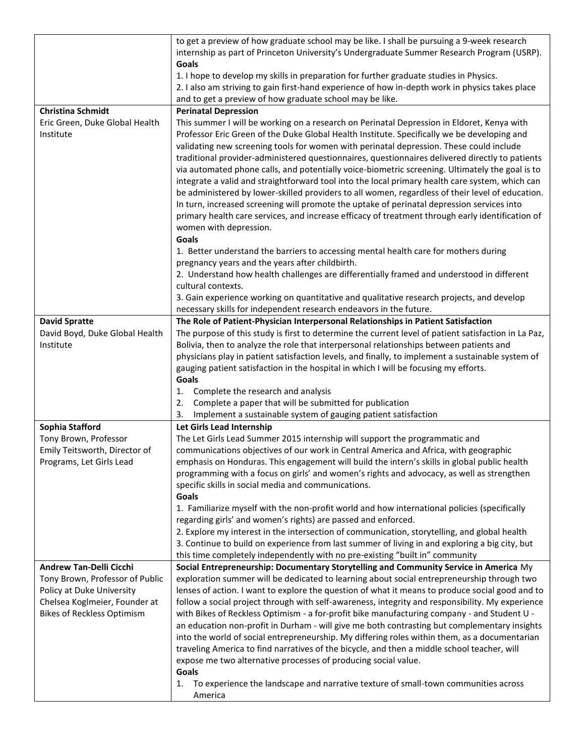| | |
|---|---|
| | to get a preview of how graduate school may be like. I shall be pursuing a 9-week research internship as part of Princeton University's Undergraduate Summer Research Program (USRP).<br>**Goals**<br>1. I hope to develop my skills in preparation for further graduate studies in Physics.<br>2. I also am striving to gain first-hand experience of how in-depth work in physics takes place and to get a preview of how graduate school may be like. |
| **Christina Schmidt**<br>Eric Green, Duke Global Health Institute | **Perinatal Depression**<br>This summer I will be working on a research on Perinatal Depression in Eldoret, Kenya with Professor Eric Green of the Duke Global Health Institute. Specifically we be developing and validating new screening tools for women with perinatal depression. These could include traditional provider-administered questionnaires, questionnaires delivered directly to patients via automated phone calls, and potentially voice-biometric screening. Ultimately the goal is to integrate a valid and straightforward tool into the local primary health care system, which can be administered by lower-skilled providers to all women, regardless of their level of education. In turn, increased screening will promote the uptake of perinatal depression services into primary health care services, and increase efficacy of treatment through early identification of women with depression.<br>**Goals**<br>1. Better understand the barriers to accessing mental health care for mothers during pregnancy years and the years after childbirth.<br>2. Understand how health challenges are differentially framed and understood in different cultural contexts.<br>3. Gain experience working on quantitative and qualitative research projects, and develop necessary skills for independent research endeavors in the future. |
| **David Spratte**<br>David Boyd, Duke Global Health Institute | **The Role of Patient-Physician Interpersonal Relationships in Patient Satisfaction**<br>The purpose of this study is first to determine the current level of patient satisfaction in La Paz, Bolivia, then to analyze the role that interpersonal relationships between patients and physicians play in patient satisfaction levels, and finally, to implement a sustainable system of gauging patient satisfaction in the hospital in which I will be focusing my efforts.<br>**Goals**<br>1. Complete the research and analysis<br>2. Complete a paper that will be submitted for publication<br>3. Implement a sustainable system of gauging patient satisfaction |
| **Sophia Stafford**<br>Tony Brown, Professor<br>Emily Teitsworth, Director of Programs, Let Girls Lead | **Let Girls Lead Internship**<br>The Let Girls Lead Summer 2015 internship will support the programmatic and communications objectives of our work in Central America and Africa, with geographic emphasis on Honduras. This engagement will build the intern's skills in global public health programming with a focus on girls' and women's rights and advocacy, as well as strengthen specific skills in social media and communications.<br>**Goals**<br>1. Familiarize myself with the non-profit world and how international policies (specifically regarding girls' and women's rights) are passed and enforced.<br>2. Explore my interest in the intersection of communication, storytelling, and global health<br>3. Continue to build on experience from last summer of living in and exploring a big city, but this time completely independently with no pre-existing "built in" community |
| **Andrew Tan-Delli Cicchi**<br>Tony Brown, Professor of Public Policy at Duke University<br>Chelsea Koglmeier, Founder at Bikes of Reckless Optimism | **Social Entrepreneurship: Documentary Storytelling and Community Service in America** My exploration summer will be dedicated to learning about social entrepreneurship through two lenses of action. I want to explore the question of what it means to produce social good and to follow a social project through with self-awareness, integrity and responsibility. My experience with Bikes of Reckless Optimism - a for-profit bike manufacturing company - and Student U - an education non-profit in Durham - will give me both contrasting but complementary insights into the world of social entrepreneurship. My differing roles within them, as a documentarian traveling America to find narratives of the bicycle, and then a middle school teacher, will expose me two alternative processes of producing social value.<br>**Goals**<br>1. To experience the landscape and narrative texture of small-town communities across America |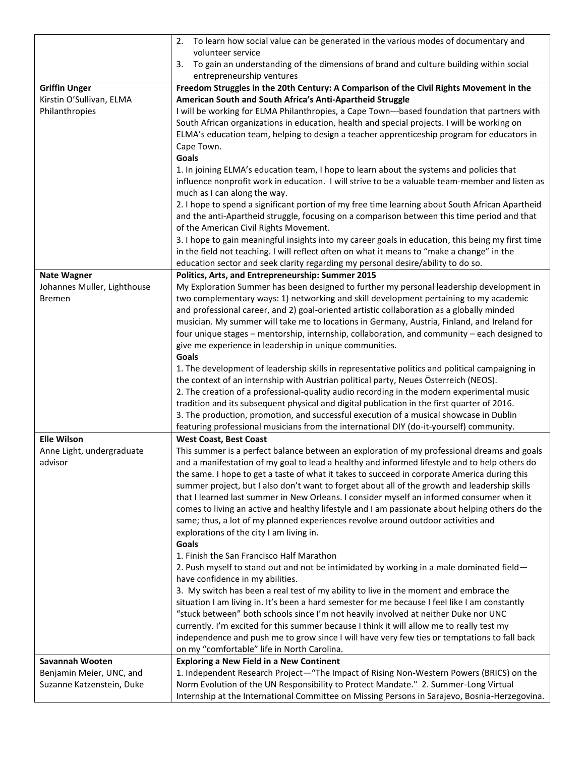| | |
|---|---|
| | 2. To learn how social value can be generated in the various modes of documentary and volunteer service<br>3. To gain an understanding of the dimensions of brand and culture building within social entrepreneurship ventures |
| **Griffin Unger**<br>Kirstin O'Sullivan, ELMA Philanthropies | **Freedom Struggles in the 20th Century: A Comparison of the Civil Rights Movement in the American South and South Africa's Anti-Apartheid Struggle**<br>I will be working for ELMA Philanthropies, a Cape Town---based foundation that partners with South African organizations in education, health and special projects. I will be working on ELMA's education team, helping to design a teacher apprenticeship program for educators in Cape Town.<br>**Goals**<br>1. In joining ELMA's education team, I hope to learn about the systems and policies that influence nonprofit work in education. I will strive to be a valuable team-member and listen as much as I can along the way.<br>2. I hope to spend a significant portion of my free time learning about South African Apartheid and the anti-Apartheid struggle, focusing on a comparison between this time period and that of the American Civil Rights Movement.<br>3. I hope to gain meaningful insights into my career goals in education, this being my first time in the field not teaching. I will reflect often on what it means to "make a change" in the education sector and seek clarity regarding my personal desire/ability to do so. |
| **Nate Wagner**<br>Johannes Muller, Lighthouse Bremen | **Politics, Arts, and Entrepreneurship: Summer 2015**<br>My Exploration Summer has been designed to further my personal leadership development in two complementary ways: 1) networking and skill development pertaining to my academic and professional career, and 2) goal-oriented artistic collaboration as a globally minded musician. My summer will take me to locations in Germany, Austria, Finland, and Ireland for four unique stages – mentorship, internship, collaboration, and community – each designed to give me experience in leadership in unique communities.<br>**Goals**<br>1. The development of leadership skills in representative politics and political campaigning in the context of an internship with Austrian political party, Neues Österreich (NEOS).<br>2. The creation of a professional-quality audio recording in the modern experimental music tradition and its subsequent physical and digital publication in the first quarter of 2016.<br>3. The production, promotion, and successful execution of a musical showcase in Dublin featuring professional musicians from the international DIY (do-it-yourself) community. |
| **Elle Wilson**<br>Anne Light, undergraduate advisor | **West Coast, Best Coast**<br>This summer is a perfect balance between an exploration of my professional dreams and goals and a manifestation of my goal to lead a healthy and informed lifestyle and to help others do the same. I hope to get a taste of what it takes to succeed in corporate America during this summer project, but I also don't want to forget about all of the growth and leadership skills that I learned last summer in New Orleans. I consider myself an informed consumer when it comes to living an active and healthy lifestyle and I am passionate about helping others do the same; thus, a lot of my planned experiences revolve around outdoor activities and explorations of the city I am living in.<br>**Goals**<br>1. Finish the San Francisco Half Marathon<br>2. Push myself to stand out and not be intimidated by working in a male dominated field—have confidence in my abilities.<br>3. My switch has been a real test of my ability to live in the moment and embrace the situation I am living in. It's been a hard semester for me because I feel like I am constantly "stuck between" both schools since I'm not heavily involved at neither Duke nor UNC currently. I'm excited for this summer because I think it will allow me to really test my independence and push me to grow since I will have very few ties or temptations to fall back on my "comfortable" life in North Carolina. |
| **Savannah Wooten**<br>Benjamin Meier, UNC, and Suzanne Katzenstein, Duke | **Exploring a New Field in a New Continent**<br>1. Independent Research Project—"The Impact of Rising Non-Western Powers (BRICS) on the Norm Evolution of the UN Responsibility to Protect Mandate." 2. Summer-Long Virtual Internship at the International Committee on Missing Persons in Sarajevo, Bosnia-Herzegovina. |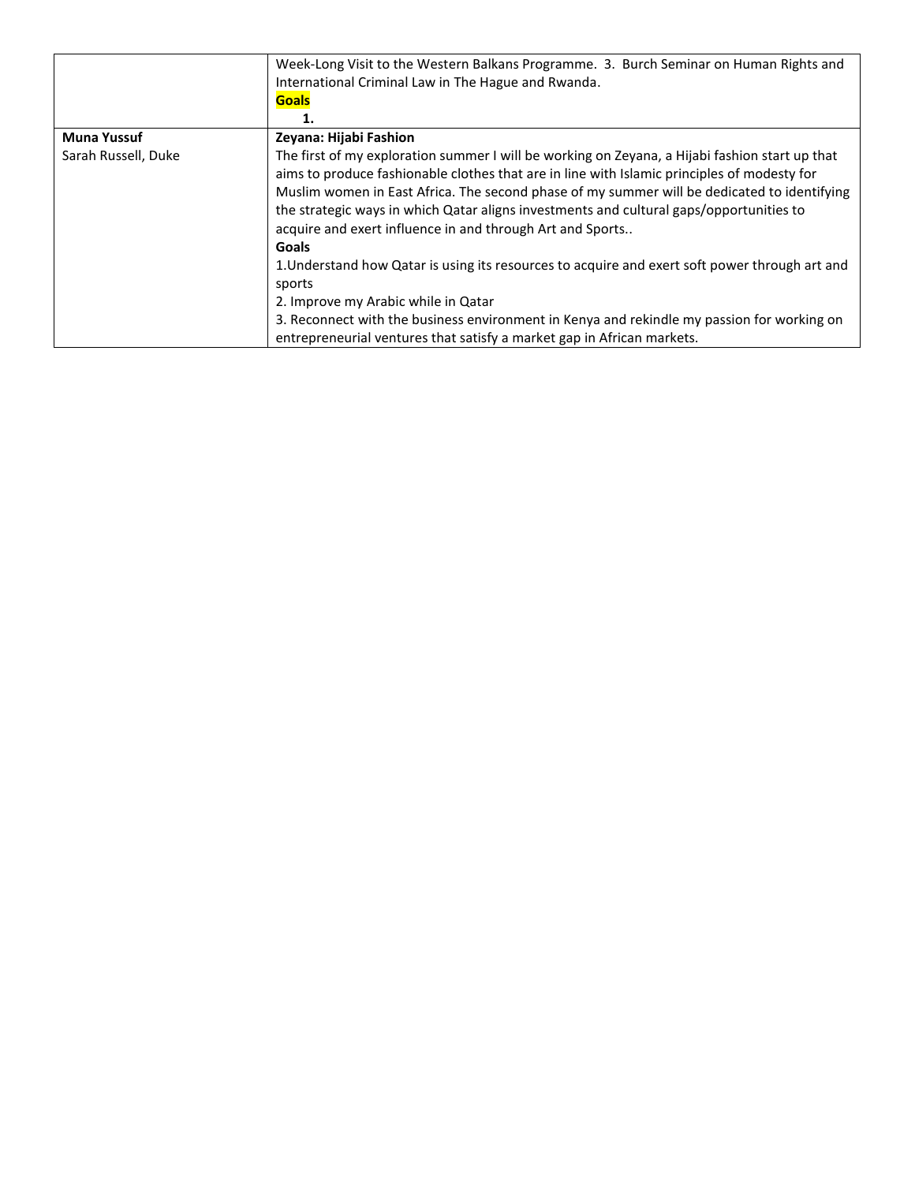| | |
|---|---|
| | Week-Long Visit to the Western Balkans Programme. 3. Burch Seminar on Human Rights and International Criminal Law in The Hague and Rwanda.<br>**Goals**<br>**1.** |
| **Muna Yussuf**<br>Sarah Russell, Duke | **Zeyana: Hijabi Fashion**<br>The first of my exploration summer I will be working on Zeyana, a Hijabi fashion start up that aims to produce fashionable clothes that are in line with Islamic principles of modesty for Muslim women in East Africa. The second phase of my summer will be dedicated to identifying the strategic ways in which Qatar aligns investments and cultural gaps/opportunities to acquire and exert influence in and through Art and Sports..<br>**Goals**<br>1.Understand how Qatar is using its resources to acquire and exert soft power through art and sports<br>2. Improve my Arabic while in Qatar<br>3. Reconnect with the business environment in Kenya and rekindle my passion for working on entrepreneurial ventures that satisfy a market gap in African markets. |